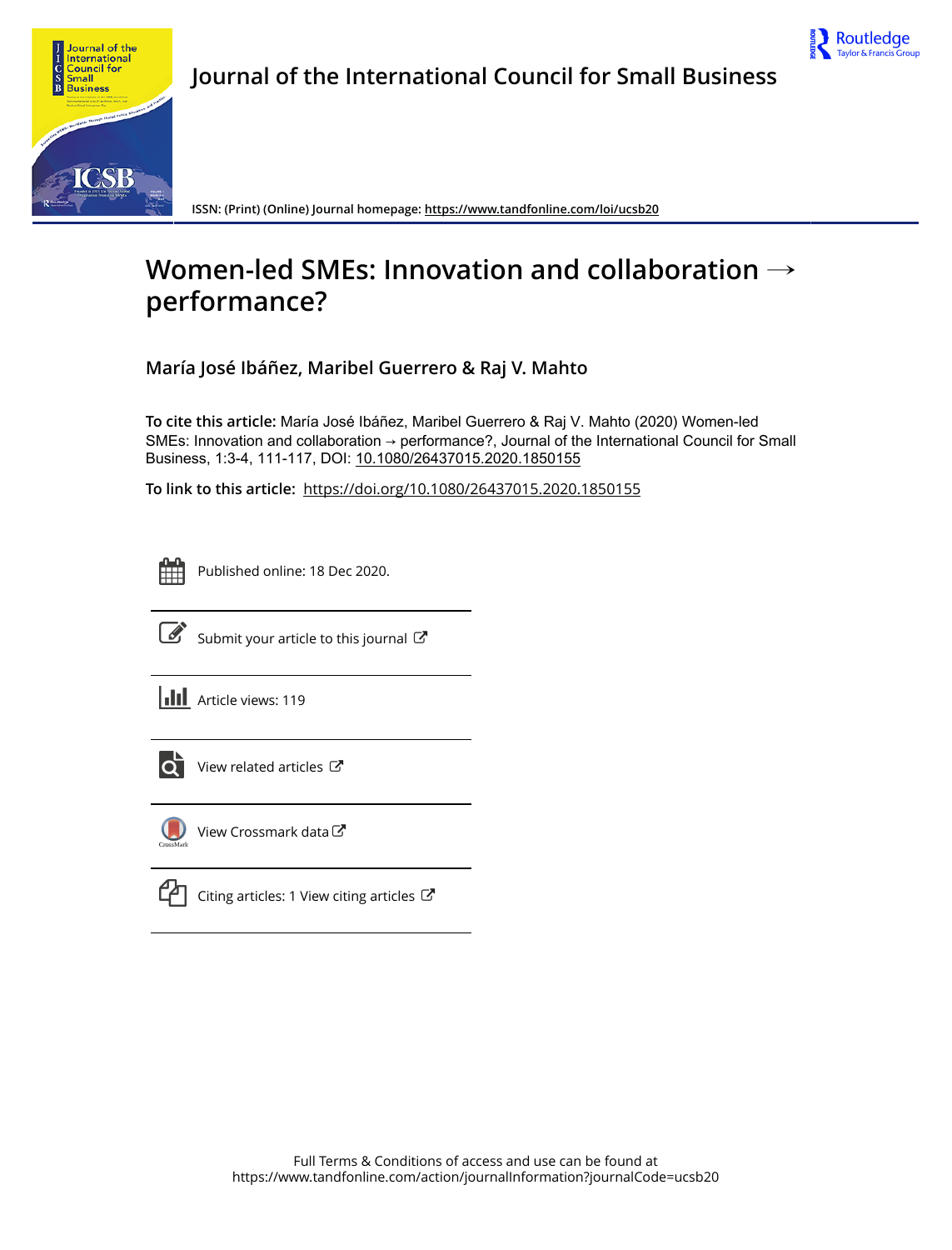Journal of the International Council for Small Business

ISSN: (Print) (Online) Journal homepage: https://www.tandfonline.com/loi/ucsb20

# Women-led SMEs: Innovation and collaboration → performance?

**María José Ibáñez, Maribel Guerrero & Raj V. Mahto**

**To cite this article:** María José Ibáñez, Maribel Guerrero & Raj V. Mahto (2020) Women-led SMEs: Innovation and collaboration → performance?, Journal of the International Council for Small Business, 1:3-4, 111-117, DOI: 10.1080/26437015.2020.1850155

**To link to this article:** https://doi.org/10.1080/26437015.2020.1850155

Published online: 18 Dec 2020.

Submit your article to this journal

Article views: 119

View related articles

View Crossmark data

Citing articles: 1 View citing articles

Full Terms & Conditions of access and use can be found at https://www.tandfonline.com/action/journalInformation?journalCode=ucsb20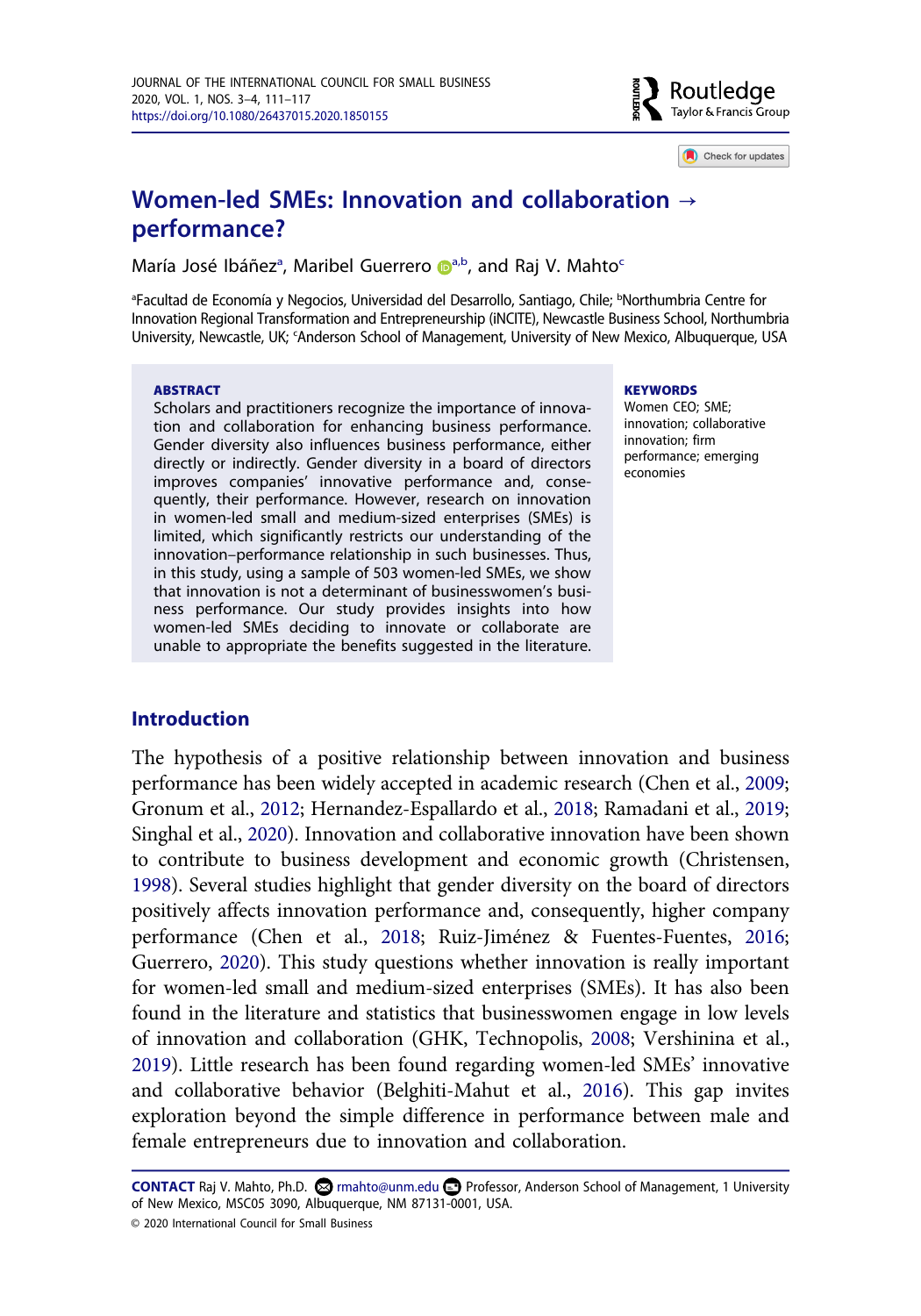# Women-led SMEs: Innovation and collaboration → performance?

María José Ibáñez[a], Maribel Guerrero[a,b], and Raj V. Mahto[c]

[a]Facultad de Economía y Negocios, Universidad del Desarrollo, Santiago, Chile; [b]Northumbria Centre for Innovation Regional Transformation and Entrepreneurship (iNCITE), Newcastle Business School, Northumbria University, Newcastle, UK; [c]Anderson School of Management, University of New Mexico, Albuquerque, USA

**ABSTRACT**

Scholars and practitioners recognize the importance of innovation and collaboration for enhancing business performance. Gender diversity also influences business performance, either directly or indirectly. Gender diversity in a board of directors improves companies' innovative performance and, consequently, their performance. However, research on innovation in women-led small and medium-sized enterprises (SMEs) is limited, which significantly restricts our understanding of the innovation–performance relationship in such businesses. Thus, in this study, using a sample of 503 women-led SMEs, we show that innovation is not a determinant of businesswomen's business performance. Our study provides insights into how women-led SMEs deciding to innovate or collaborate are unable to appropriate the benefits suggested in the literature.

**KEYWORDS**

Women CEO; SME; innovation; collaborative innovation; firm performance; emerging economies

## Introduction

The hypothesis of a positive relationship between innovation and business performance has been widely accepted in academic research (Chen et al., 2009; Gronum et al., 2012; Hernandez-Espallardo et al., 2018; Ramadani et al., 2019; Singhal et al., 2020). Innovation and collaborative innovation have been shown to contribute to business development and economic growth (Christensen, 1998). Several studies highlight that gender diversity on the board of directors positively affects innovation performance and, consequently, higher company performance (Chen et al., 2018; Ruiz-Jiménez & Fuentes-Fuentes, 2016; Guerrero, 2020). This study questions whether innovation is really important for women-led small and medium-sized enterprises (SMEs). It has also been found in the literature and statistics that businesswomen engage in low levels of innovation and collaboration (GHK, Technopolis, 2008; Vershinina et al., 2019). Little research has been found regarding women-led SMEs' innovative and collaborative behavior (Belghiti-Mahut et al., 2016). This gap invites exploration beyond the simple difference in performance between male and female entrepreneurs due to innovation and collaboration.

**CONTACT** Raj V. Mahto, Ph.D. rmahto@unm.edu Professor, Anderson School of Management, 1 University of New Mexico, MSC05 3090, Albuquerque, NM 87131-0001, USA.

© 2020 International Council for Small Business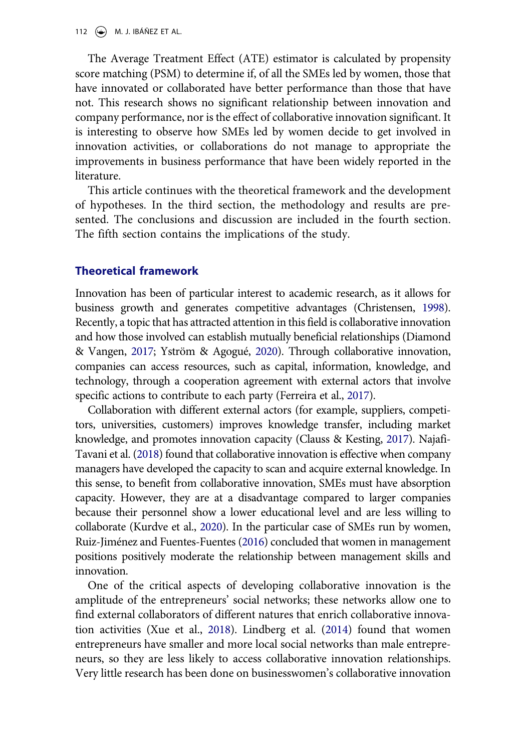The Average Treatment Effect (ATE) estimator is calculated by propensity score matching (PSM) to determine if, of all the SMEs led by women, those that have innovated or collaborated have better performance than those that have not. This research shows no significant relationship between innovation and company performance, nor is the effect of collaborative innovation significant. It is interesting to observe how SMEs led by women decide to get involved in innovation activities, or collaborations do not manage to appropriate the improvements in business performance that have been widely reported in the literature.

This article continues with the theoretical framework and the development of hypotheses. In the third section, the methodology and results are presented. The conclusions and discussion are included in the fourth section. The fifth section contains the implications of the study.

## Theoretical framework

Innovation has been of particular interest to academic research, as it allows for business growth and generates competitive advantages (Christensen, 1998). Recently, a topic that has attracted attention in this field is collaborative innovation and how those involved can establish mutually beneficial relationships (Diamond & Vangen, 2017; Yström & Agogué, 2020). Through collaborative innovation, companies can access resources, such as capital, information, knowledge, and technology, through a cooperation agreement with external actors that involve specific actions to contribute to each party (Ferreira et al., 2017).

Collaboration with different external actors (for example, suppliers, competitors, universities, customers) improves knowledge transfer, including market knowledge, and promotes innovation capacity (Clauss & Kesting, 2017). Najafi-Tavani et al. (2018) found that collaborative innovation is effective when company managers have developed the capacity to scan and acquire external knowledge. In this sense, to benefit from collaborative innovation, SMEs must have absorption capacity. However, they are at a disadvantage compared to larger companies because their personnel show a lower educational level and are less willing to collaborate (Kurdve et al., 2020). In the particular case of SMEs run by women, Ruiz-Jiménez and Fuentes-Fuentes (2016) concluded that women in management positions positively moderate the relationship between management skills and innovation.

One of the critical aspects of developing collaborative innovation is the amplitude of the entrepreneurs' social networks; these networks allow one to find external collaborators of different natures that enrich collaborative innovation activities (Xue et al., 2018). Lindberg et al. (2014) found that women entrepreneurs have smaller and more local social networks than male entrepreneurs, so they are less likely to access collaborative innovation relationships. Very little research has been done on businesswomen's collaborative innovation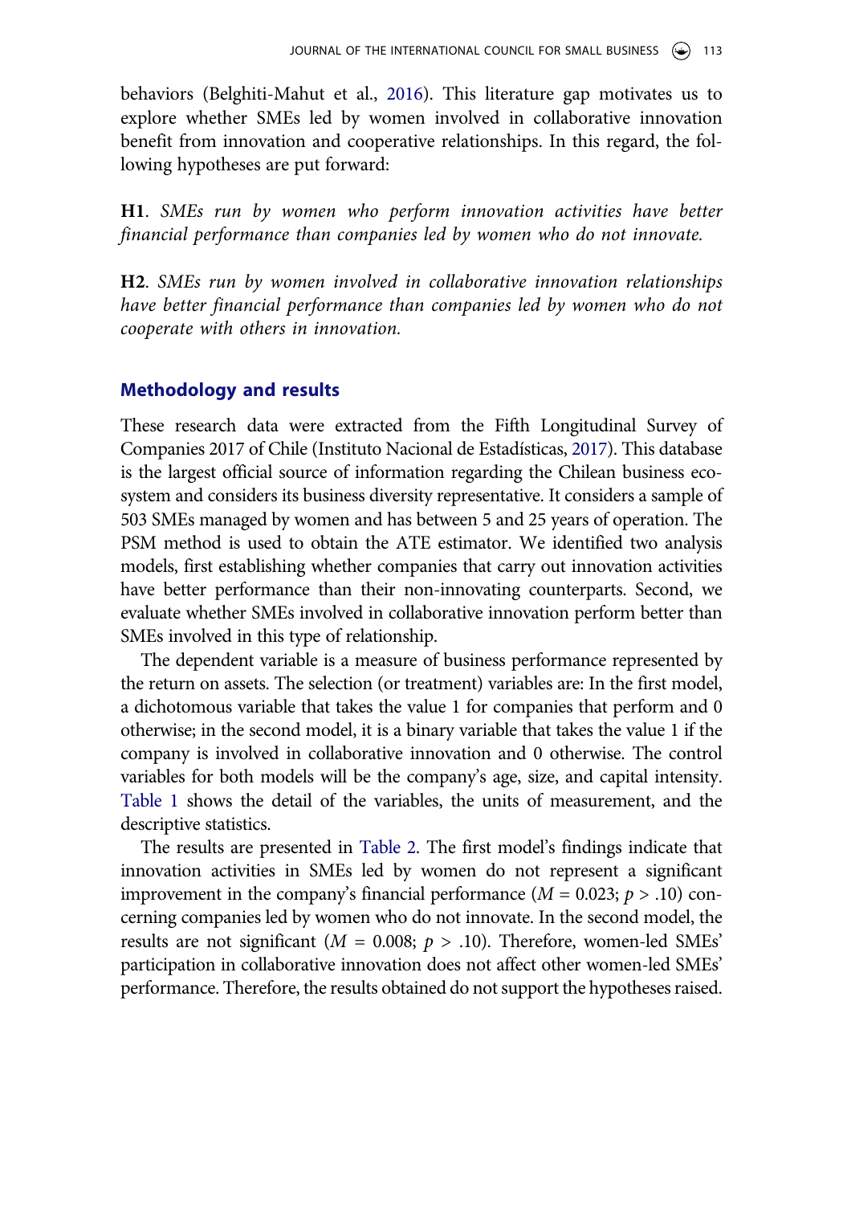behaviors (Belghiti-Mahut et al., 2016). This literature gap motivates us to explore whether SMEs led by women involved in collaborative innovation benefit from innovation and cooperative relationships. In this regard, the following hypotheses are put forward:

**H1**. *SMEs run by women who perform innovation activities have better financial performance than companies led by women who do not innovate.*

**H2**. *SMEs run by women involved in collaborative innovation relationships have better financial performance than companies led by women who do not cooperate with others in innovation.*

## Methodology and results

These research data were extracted from the Fifth Longitudinal Survey of Companies 2017 of Chile (Instituto Nacional de Estadísticas, 2017). This database is the largest official source of information regarding the Chilean business ecosystem and considers its business diversity representative. It considers a sample of 503 SMEs managed by women and has between 5 and 25 years of operation. The PSM method is used to obtain the ATE estimator. We identified two analysis models, first establishing whether companies that carry out innovation activities have better performance than their non-innovating counterparts. Second, we evaluate whether SMEs involved in collaborative innovation perform better than SMEs involved in this type of relationship.

The dependent variable is a measure of business performance represented by the return on assets. The selection (or treatment) variables are: In the first model, a dichotomous variable that takes the value 1 for companies that perform and 0 otherwise; in the second model, it is a binary variable that takes the value 1 if the company is involved in collaborative innovation and 0 otherwise. The control variables for both models will be the company's age, size, and capital intensity. Table 1 shows the detail of the variables, the units of measurement, and the descriptive statistics.

The results are presented in Table 2. The first model's findings indicate that innovation activities in SMEs led by women do not represent a significant improvement in the company's financial performance ($M = 0.023$; $p > .10$) concerning companies led by women who do not innovate. In the second model, the results are not significant ($M = 0.008$; $p > .10$). Therefore, women-led SMEs' participation in collaborative innovation does not affect other women-led SMEs' performance. Therefore, the results obtained do not support the hypotheses raised.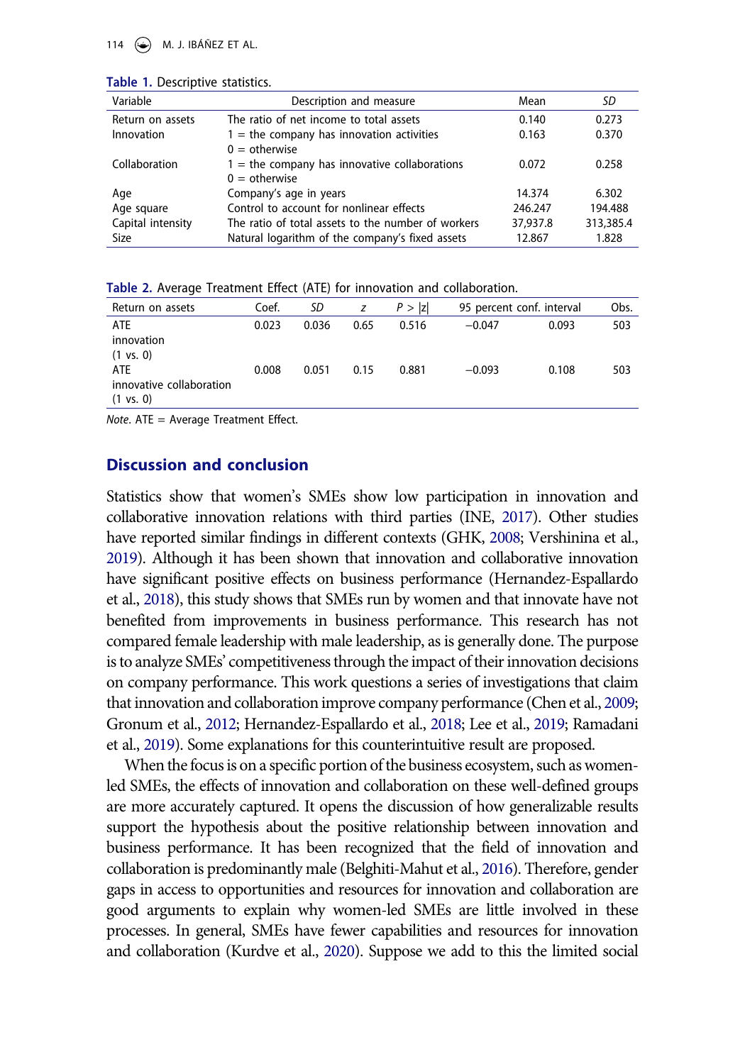Table 1. Descriptive statistics.

| Variable | Description and measure | Mean | *SD* |
|---|---|---|---|
| Return on assets | The ratio of net income to total assets | 0.140 | 0.273 |
| Innovation | 1 = the company has innovation activities<br>0 = otherwise | 0.163 | 0.370 |
| Collaboration | 1 = the company has innovative collaborations<br>0 = otherwise | 0.072 | 0.258 |
| Age | Company's age in years | 14.374 | 6.302 |
| Age square | Control to account for nonlinear effects | 246.247 | 194.488 |
| Capital intensity | The ratio of total assets to the number of workers | 37,937.8 | 313,385.4 |
| Size | Natural logarithm of the company's fixed assets | 12.867 | 1.828 |

Table 2. Average Treatment Effect (ATE) for innovation and collaboration.

| Return on assets | Coef. | *SD* | *z* | $P > \|z\|$ | 95 percent conf. interval | | Obs. |
|---|---|---|---|---|---|---|---|
| ATE innovation (1 vs. 0) | 0.023 | 0.036 | 0.65 | 0.516 | −0.047 | 0.093 | 503 |
| ATE innovative collaboration (1 vs. 0) | 0.008 | 0.051 | 0.15 | 0.881 | −0.093 | 0.108 | 503 |

*Note*. ATE = Average Treatment Effect.

## Discussion and conclusion

Statistics show that women's SMEs show low participation in innovation and collaborative innovation relations with third parties (INE, 2017). Other studies have reported similar findings in different contexts (GHK, 2008; Vershinina et al., 2019). Although it has been shown that innovation and collaborative innovation have significant positive effects on business performance (Hernandez-Espallardo et al., 2018), this study shows that SMEs run by women and that innovate have not benefited from improvements in business performance. This research has not compared female leadership with male leadership, as is generally done. The purpose is to analyze SMEs' competitiveness through the impact of their innovation decisions on company performance. This work questions a series of investigations that claim that innovation and collaboration improve company performance (Chen et al., 2009; Gronum et al., 2012; Hernandez-Espallardo et al., 2018; Lee et al., 2019; Ramadani et al., 2019). Some explanations for this counterintuitive result are proposed.

When the focus is on a specific portion of the business ecosystem, such as women-led SMEs, the effects of innovation and collaboration on these well-defined groups are more accurately captured. It opens the discussion of how generalizable results support the hypothesis about the positive relationship between innovation and business performance. It has been recognized that the field of innovation and collaboration is predominantly male (Belghiti-Mahut et al., 2016). Therefore, gender gaps in access to opportunities and resources for innovation and collaboration are good arguments to explain why women-led SMEs are little involved in these processes. In general, SMEs have fewer capabilities and resources for innovation and collaboration (Kurdve et al., 2020). Suppose we add to this the limited social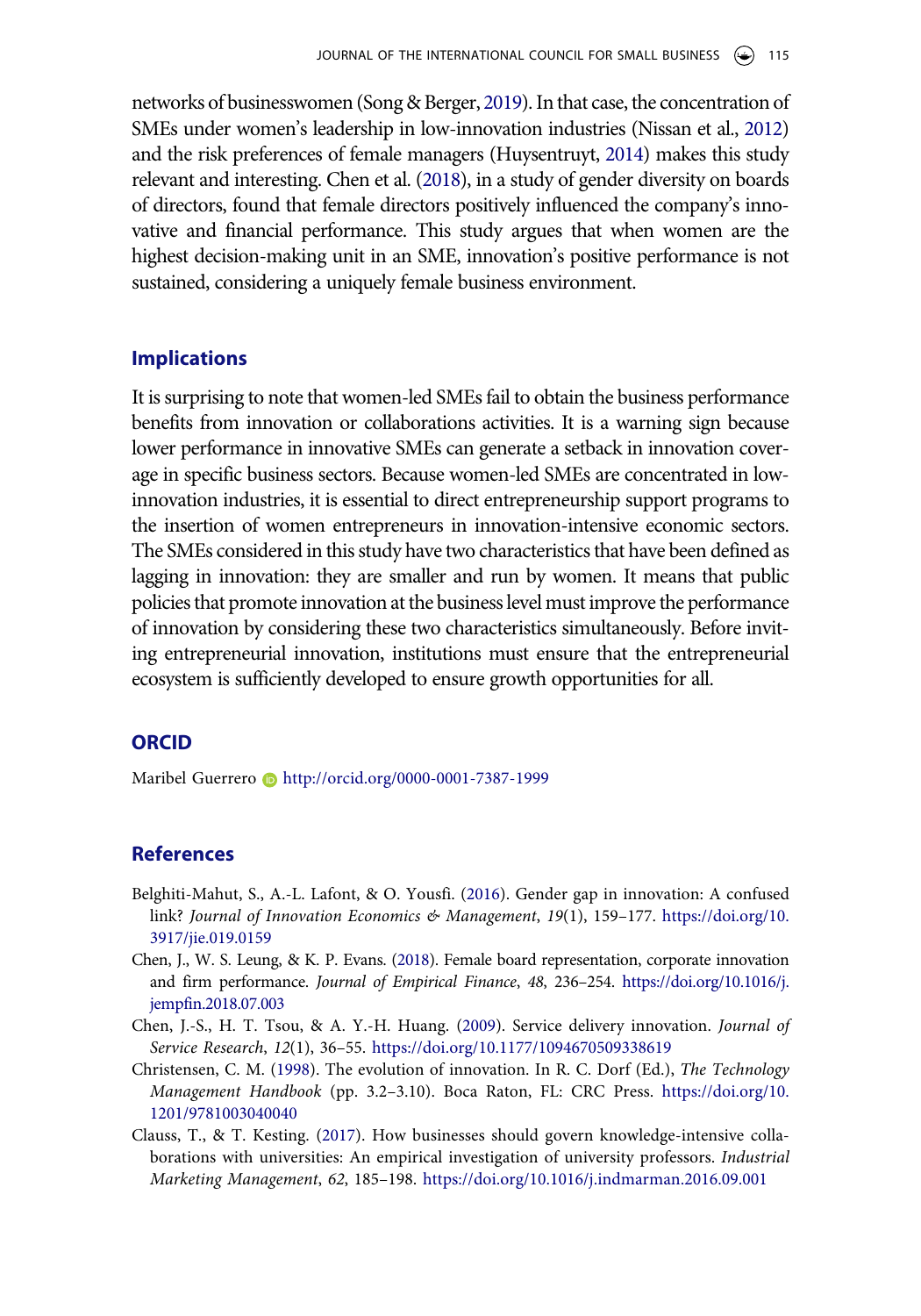networks of businesswomen (Song & Berger, 2019). In that case, the concentration of SMEs under women's leadership in low-innovation industries (Nissan et al., 2012) and the risk preferences of female managers (Huysentruyt, 2014) makes this study relevant and interesting. Chen et al. (2018), in a study of gender diversity on boards of directors, found that female directors positively influenced the company's innovative and financial performance. This study argues that when women are the highest decision-making unit in an SME, innovation's positive performance is not sustained, considering a uniquely female business environment.

## Implications

It is surprising to note that women-led SMEs fail to obtain the business performance benefits from innovation or collaborations activities. It is a warning sign because lower performance in innovative SMEs can generate a setback in innovation coverage in specific business sectors. Because women-led SMEs are concentrated in low-innovation industries, it is essential to direct entrepreneurship support programs to the insertion of women entrepreneurs in innovation-intensive economic sectors. The SMEs considered in this study have two characteristics that have been defined as lagging in innovation: they are smaller and run by women. It means that public policies that promote innovation at the business level must improve the performance of innovation by considering these two characteristics simultaneously. Before inviting entrepreneurial innovation, institutions must ensure that the entrepreneurial ecosystem is sufficiently developed to ensure growth opportunities for all.

## ORCID

Maribel Guerrero http://orcid.org/0000-0001-7387-1999

## References

Belghiti-Mahut, S., A.-L. Lafont, & O. Yousfi. (2016). Gender gap in innovation: A confused link? *Journal of Innovation Economics & Management*, *19*(1), 159–177. https://doi.org/10.3917/jie.019.0159

Chen, J., W. S. Leung, & K. P. Evans. (2018). Female board representation, corporate innovation and firm performance. *Journal of Empirical Finance*, *48*, 236–254. https://doi.org/10.1016/j.jempfin.2018.07.003

Chen, J.-S., H. T. Tsou, & A. Y.-H. Huang. (2009). Service delivery innovation. *Journal of Service Research*, *12*(1), 36–55. https://doi.org/10.1177/1094670509338619

Christensen, C. M. (1998). The evolution of innovation. In R. C. Dorf (Ed.), *The Technology Management Handbook* (pp. 3.2–3.10). Boca Raton, FL: CRC Press. https://doi.org/10.1201/9781003040040

Clauss, T., & T. Kesting. (2017). How businesses should govern knowledge-intensive collaborations with universities: An empirical investigation of university professors. *Industrial Marketing Management*, *62*, 185–198. https://doi.org/10.1016/j.indmarman.2016.09.001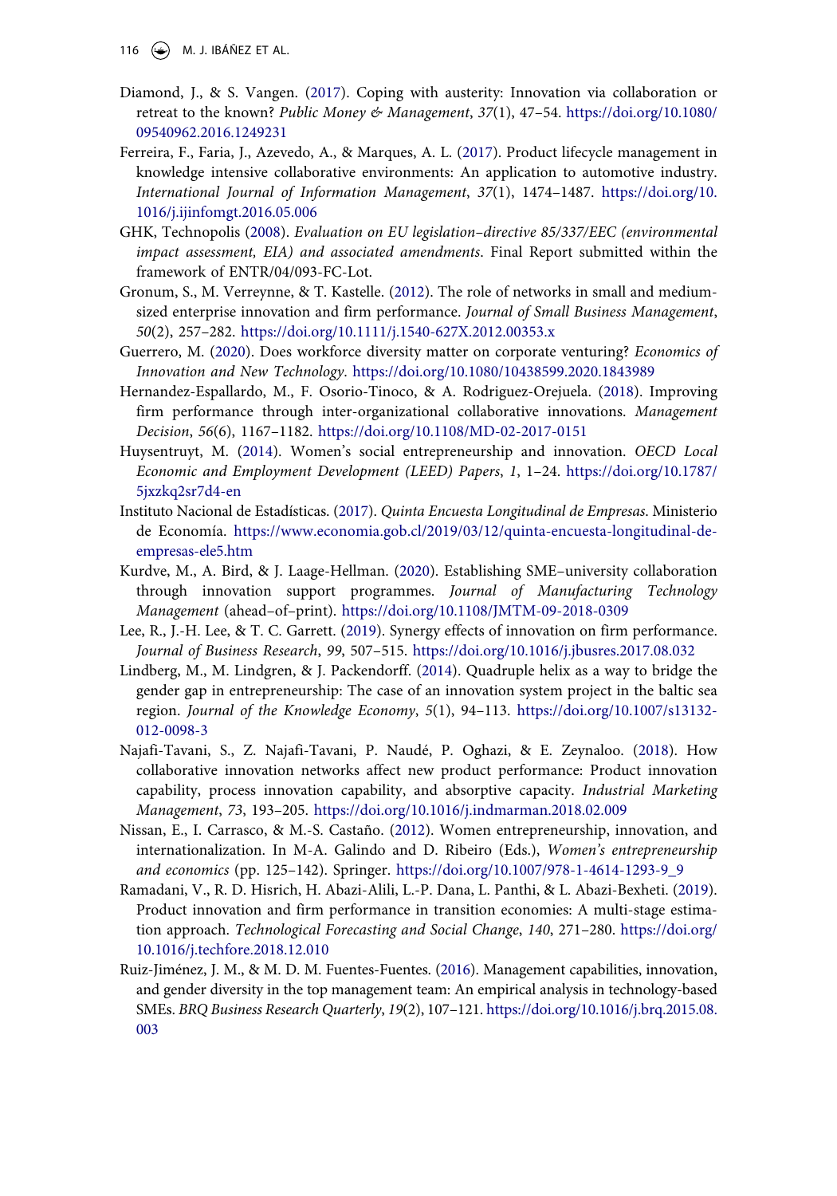Diamond, J., & S. Vangen. (2017). Coping with austerity: Innovation via collaboration or retreat to the known? *Public Money & Management*, *37*(1), 47–54. https://doi.org/10.1080/09540962.2016.1249231

Ferreira, F., Faria, J., Azevedo, A., & Marques, A. L. (2017). Product lifecycle management in knowledge intensive collaborative environments: An application to automotive industry. *International Journal of Information Management*, *37*(1), 1474–1487. https://doi.org/10.1016/j.ijinfomgt.2016.05.006

GHK, Technopolis (2008). *Evaluation on EU legislation–directive 85/337/EEC (environmental impact assessment, EIA) and associated amendments*. Final Report submitted within the framework of ENTR/04/093-FC-Lot.

Gronum, S., M. Verreynne, & T. Kastelle. (2012). The role of networks in small and medium-sized enterprise innovation and firm performance. *Journal of Small Business Management*, *50*(2), 257–282. https://doi.org/10.1111/j.1540-627X.2012.00353.x

Guerrero, M. (2020). Does workforce diversity matter on corporate venturing? *Economics of Innovation and New Technology*. https://doi.org/10.1080/10438599.2020.1843989

Hernandez-Espallardo, M., F. Osorio-Tinoco, & A. Rodriguez-Orejuela. (2018). Improving firm performance through inter-organizational collaborative innovations. *Management Decision*, *56*(6), 1167–1182. https://doi.org/10.1108/MD-02-2017-0151

Huysentruyt, M. (2014). Women's social entrepreneurship and innovation. *OECD Local Economic and Employment Development (LEED) Papers*, *1*, 1–24. https://doi.org/10.1787/5jxzkq2sr7d4-en

Instituto Nacional de Estadísticas. (2017). *Quinta Encuesta Longitudinal de Empresas*. Ministerio de Economía. https://www.economia.gob.cl/2019/03/12/quinta-encuesta-longitudinal-de-empresas-ele5.htm

Kurdve, M., A. Bird, & J. Laage-Hellman. (2020). Establishing SME–university collaboration through innovation support programmes. *Journal of Manufacturing Technology Management* (ahead–of–print). https://doi.org/10.1108/JMTM-09-2018-0309

Lee, R., J.-H. Lee, & T. C. Garrett. (2019). Synergy effects of innovation on firm performance. *Journal of Business Research*, *99*, 507–515. https://doi.org/10.1016/j.jbusres.2017.08.032

Lindberg, M., M. Lindgren, & J. Packendorff. (2014). Quadruple helix as a way to bridge the gender gap in entrepreneurship: The case of an innovation system project in the baltic sea region. *Journal of the Knowledge Economy*, *5*(1), 94–113. https://doi.org/10.1007/s13132-012-0098-3

Najafi-Tavani, S., Z. Najafi-Tavani, P. Naudé, P. Oghazi, & E. Zeynaloo. (2018). How collaborative innovation networks affect new product performance: Product innovation capability, process innovation capability, and absorptive capacity. *Industrial Marketing Management*, *73*, 193–205. https://doi.org/10.1016/j.indmarman.2018.02.009

Nissan, E., I. Carrasco, & M.-S. Castaño. (2012). Women entrepreneurship, innovation, and internationalization. In M-A. Galindo and D. Ribeiro (Eds.), *Women's entrepreneurship and economics* (pp. 125–142). Springer. https://doi.org/10.1007/978-1-4614-1293-9_9

Ramadani, V., R. D. Hisrich, H. Abazi-Alili, L.-P. Dana, L. Panthi, & L. Abazi-Bexheti. (2019). Product innovation and firm performance in transition economies: A multi-stage estimation approach. *Technological Forecasting and Social Change*, *140*, 271–280. https://doi.org/10.1016/j.techfore.2018.12.010

Ruiz-Jiménez, J. M., & M. D. M. Fuentes-Fuentes. (2016). Management capabilities, innovation, and gender diversity in the top management team: An empirical analysis in technology-based SMEs. *BRQ Business Research Quarterly*, *19*(2), 107–121. https://doi.org/10.1016/j.brq.2015.08.003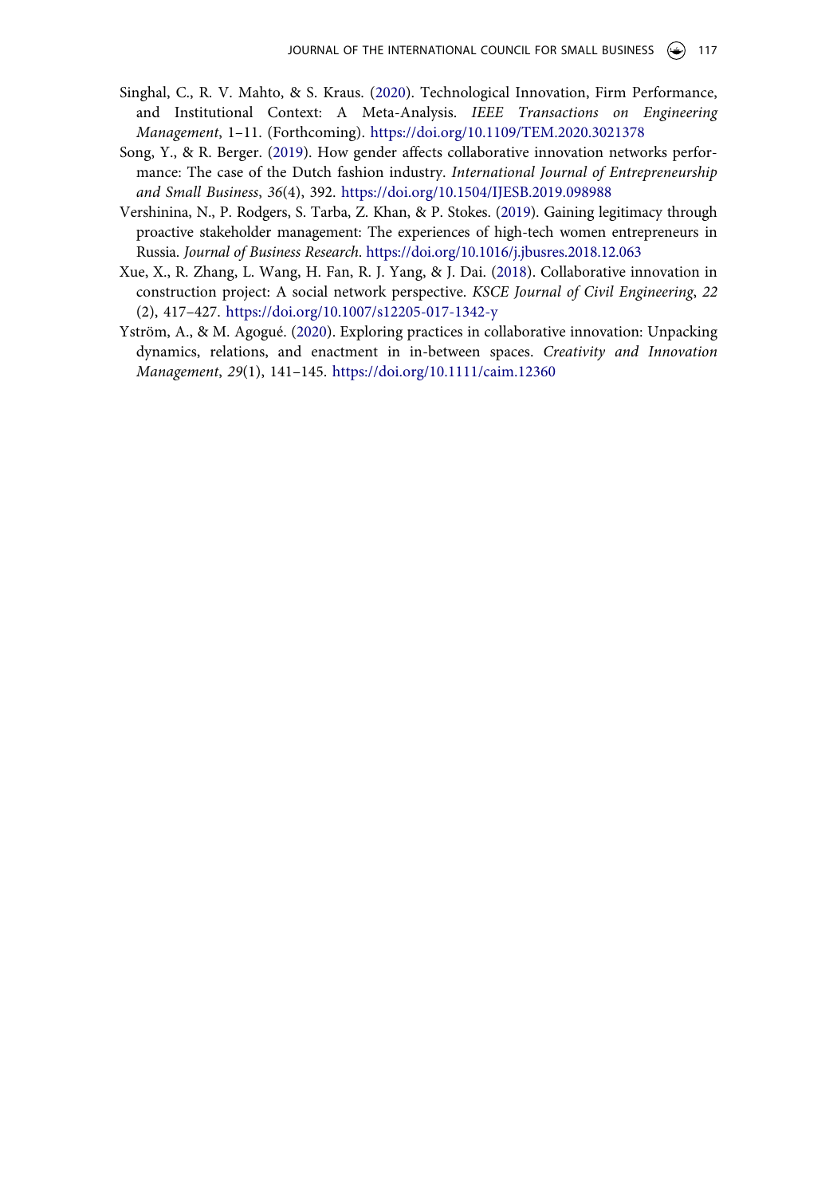Singhal, C., R. V. Mahto, & S. Kraus. (2020). Technological Innovation, Firm Performance, and Institutional Context: A Meta-Analysis. *IEEE Transactions on Engineering Management*, 1–11. (Forthcoming). https://doi.org/10.1109/TEM.2020.3021378

Song, Y., & R. Berger. (2019). How gender affects collaborative innovation networks performance: The case of the Dutch fashion industry. *International Journal of Entrepreneurship and Small Business*, *36*(4), 392. https://doi.org/10.1504/IJESB.2019.098988

Vershinina, N., P. Rodgers, S. Tarba, Z. Khan, & P. Stokes. (2019). Gaining legitimacy through proactive stakeholder management: The experiences of high-tech women entrepreneurs in Russia. *Journal of Business Research*. https://doi.org/10.1016/j.jbusres.2018.12.063

Xue, X., R. Zhang, L. Wang, H. Fan, R. J. Yang, & J. Dai. (2018). Collaborative innovation in construction project: A social network perspective. *KSCE Journal of Civil Engineering*, *22* (2), 417–427. https://doi.org/10.1007/s12205-017-1342-y

Yström, A., & M. Agogué. (2020). Exploring practices in collaborative innovation: Unpacking dynamics, relations, and enactment in in-between spaces. *Creativity and Innovation Management*, *29*(1), 141–145. https://doi.org/10.1111/caim.12360